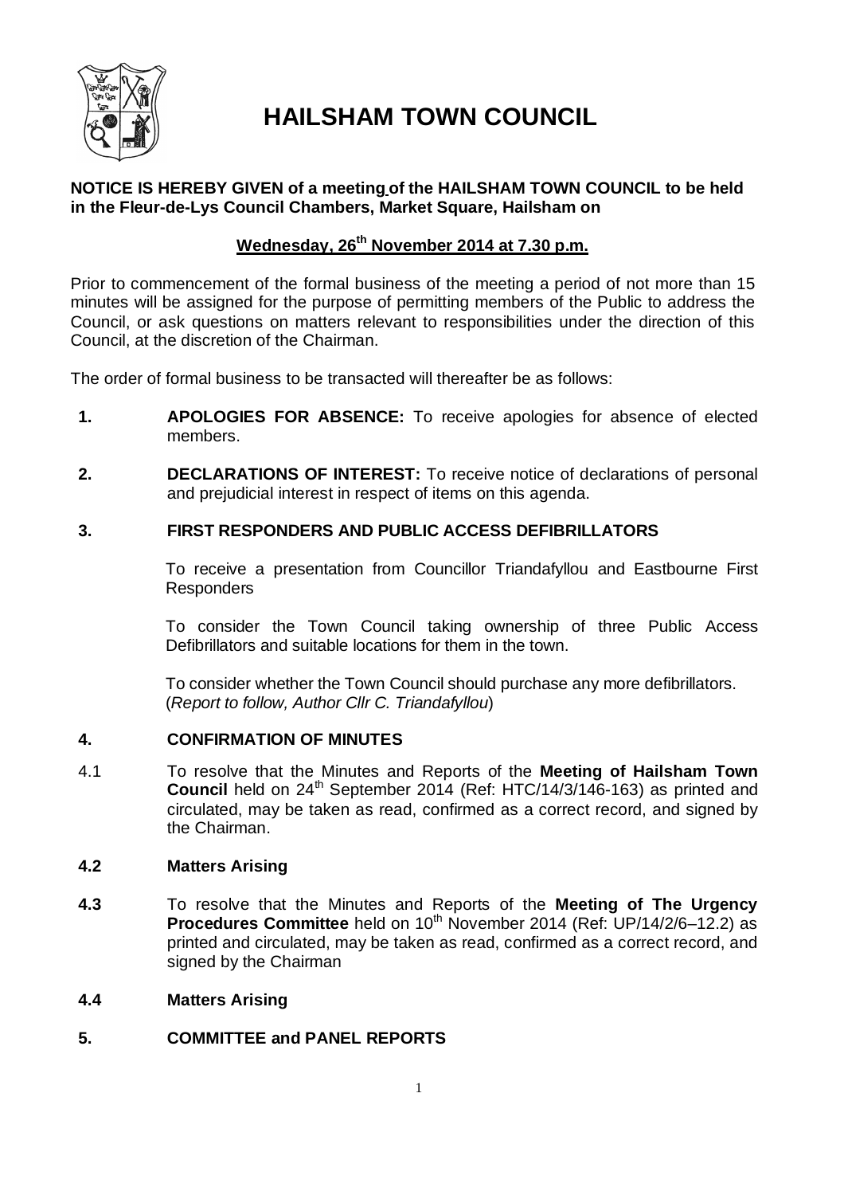# HAILSHAM TOWN COUNCIL

**NOTICE IS HEREBY GIVEN of a meeting of the HAILSHAM TOWN COUNCIL to be held in the Fleur-de-Lys Council Chambers, Market Square, Hailsham on**

**Wednesday, 26th November 2014 at 7.30 p.m.**

Prior to commencement of the formal business of the meeting a period of not more than 15 minutes will be assigned for the purpose of permitting members of the Public to address the Council, or ask questions on matters relevant to responsibilities under the direction of this Council, at the discretion of the Chairman.

The order of formal business to be transacted will thereafter be as follows:

**1. APOLOGIES FOR ABSENCE:** To receive apologies for absence of elected members.

**2. DECLARATIONS OF INTEREST:** To receive notice of declarations of personal and prejudicial interest in respect of items on this agenda.

**3. FIRST RESPONDERS AND PUBLIC ACCESS DEFIBRILLATORS**

To receive a presentation from Councillor Triandafyllou and Eastbourne First Responders

To consider the Town Council taking ownership of three Public Access Defibrillators and suitable locations for them in the town.

To consider whether the Town Council should purchase any more defibrillators. (*Report to follow, Author Cllr C. Triandafyllou*)

**4. CONFIRMATION OF MINUTES**

4.1 To resolve that the Minutes and Reports of the **Meeting of Hailsham Town Council** held on 24th September 2014 (Ref: HTC/14/3/146-163) as printed and circulated, may be taken as read, confirmed as a correct record, and signed by the Chairman.

**4.2 Matters Arising**

**4.3** To resolve that the Minutes and Reports of the **Meeting of The Urgency Procedures Committee** held on 10th November 2014 (Ref: UP/14/2/6–12.2) as printed and circulated, may be taken as read, confirmed as a correct record, and signed by the Chairman

**4.4 Matters Arising**

**5. COMMITTEE and PANEL REPORTS**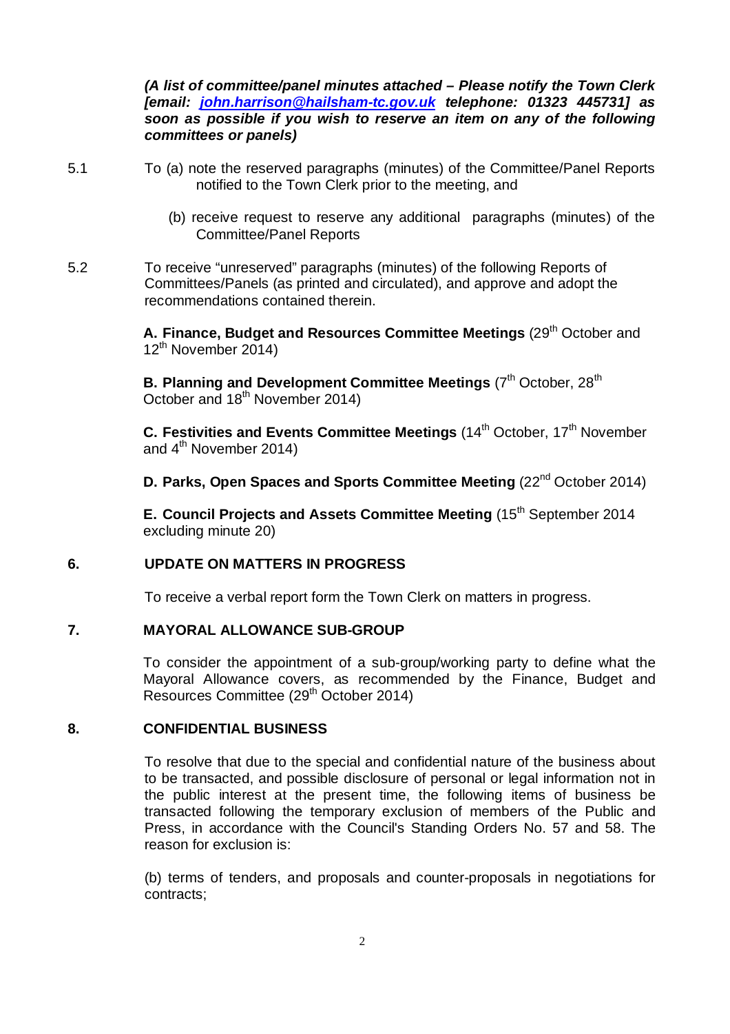***(A list of committee/panel minutes attached – Please notify the Town Clerk [email: [john.harrison@hailsham-tc.gov.uk](mailto:john.harrison@hailsham-tc.gov.uk) telephone: 01323 445731] as soon as possible if you wish to reserve an item on any of the following committees or panels)***

5.1 To (a) note the reserved paragraphs (minutes) of the Committee/Panel Reports notified to the Town Clerk prior to the meeting, and

(b) receive request to reserve any additional paragraphs (minutes) of the Committee/Panel Reports

5.2 To receive "unreserved" paragraphs (minutes) of the following Reports of Committees/Panels (as printed and circulated), and approve and adopt the recommendations contained therein.

**A. Finance, Budget and Resources Committee Meetings** (29th October and 12th November 2014)

**B. Planning and Development Committee Meetings** (7th October, 28th October and 18th November 2014)

**C. Festivities and Events Committee Meetings** (14th October, 17th November and 4th November 2014)

**D. Parks, Open Spaces and Sports Committee Meeting** (22nd October 2014)

**E. Council Projects and Assets Committee Meeting** (15th September 2014 excluding minute 20)

## 6. UPDATE ON MATTERS IN PROGRESS

To receive a verbal report form the Town Clerk on matters in progress.

## 7. MAYORAL ALLOWANCE SUB-GROUP

To consider the appointment of a sub-group/working party to define what the Mayoral Allowance covers, as recommended by the Finance, Budget and Resources Committee (29th October 2014)

## 8. CONFIDENTIAL BUSINESS

To resolve that due to the special and confidential nature of the business about to be transacted, and possible disclosure of personal or legal information not in the public interest at the present time, the following items of business be transacted following the temporary exclusion of members of the Public and Press, in accordance with the Council's Standing Orders No. 57 and 58. The reason for exclusion is:

(b) terms of tenders, and proposals and counter-proposals in negotiations for contracts;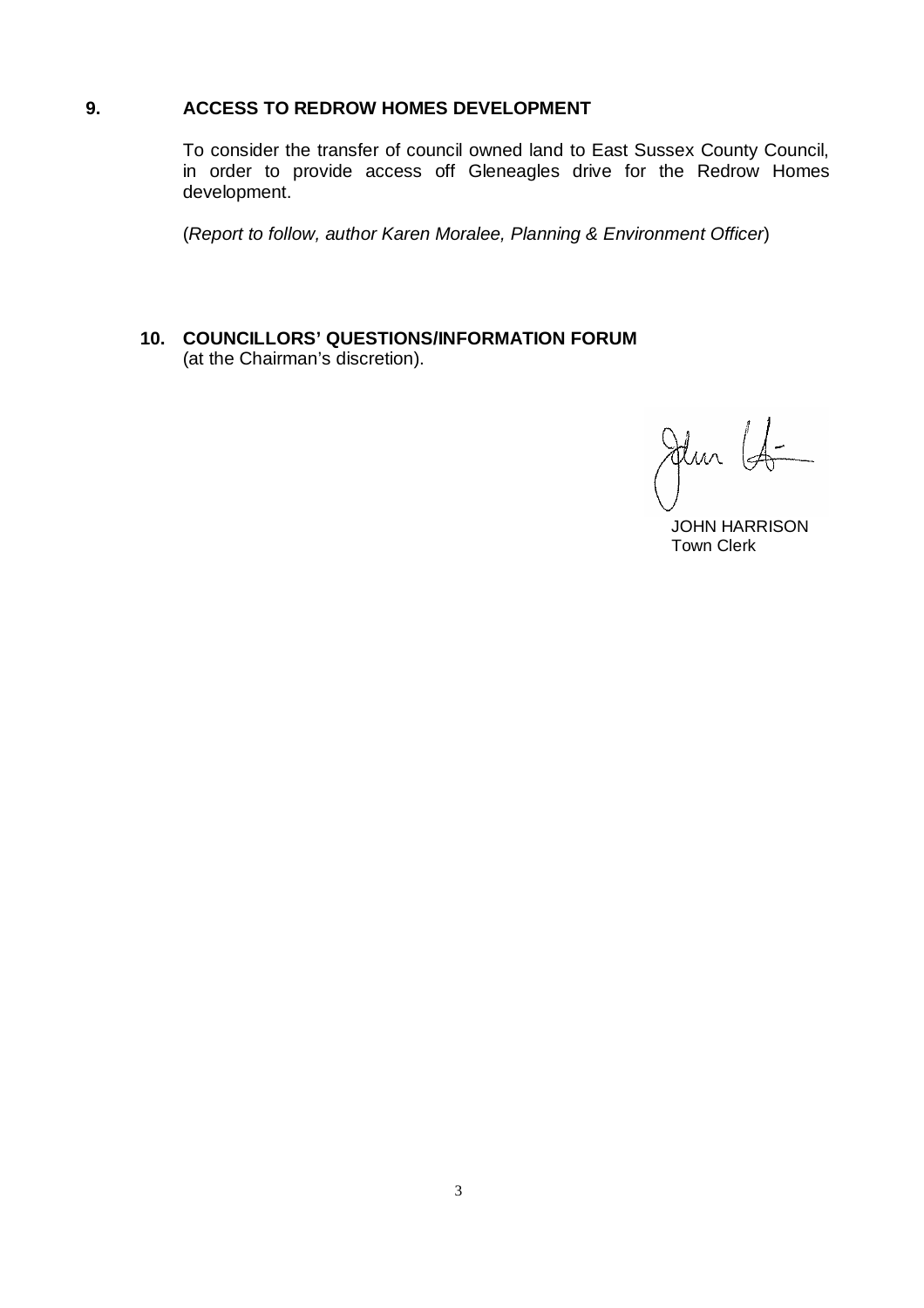## 9. ACCESS TO REDROW HOMES DEVELOPMENT

To consider the transfer of council owned land to East Sussex County Council, in order to provide access off Gleneagles drive for the Redrow Homes development.

(*Report to follow, author Karen Moralee, Planning & Environment Officer*)

## 10. COUNCILLORS' QUESTIONS/INFORMATION FORUM

(at the Chairman's discretion).

JOHN HARRISON
Town Clerk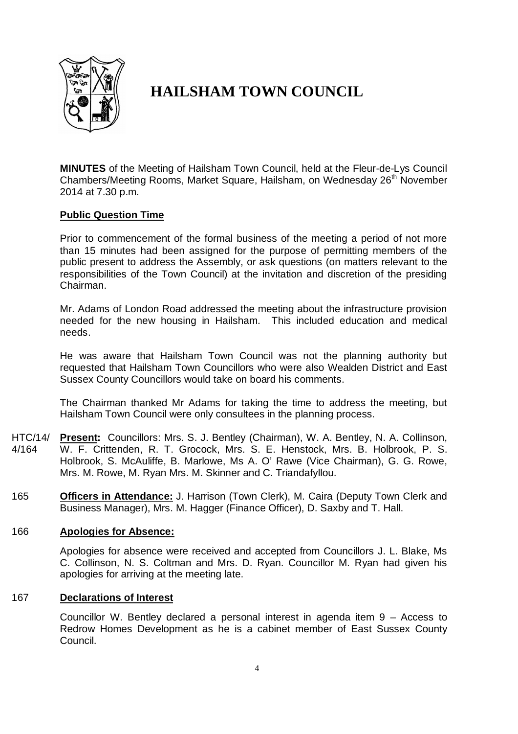# HAILSHAM TOWN COUNCIL

**MINUTES** of the Meeting of Hailsham Town Council, held at the Fleur-de-Lys Council Chambers/Meeting Rooms, Market Square, Hailsham, on Wednesday 26th November 2014 at 7.30 p.m.

**Public Question Time**

Prior to commencement of the formal business of the meeting a period of not more than 15 minutes had been assigned for the purpose of permitting members of the public present to address the Assembly, or ask questions (on matters relevant to the responsibilities of the Town Council) at the invitation and discretion of the presiding Chairman.

Mr. Adams of London Road addressed the meeting about the infrastructure provision needed for the new housing in Hailsham. This included education and medical needs.

He was aware that Hailsham Town Council was not the planning authority but requested that Hailsham Town Councillors who were also Wealden District and East Sussex County Councillors would take on board his comments.

The Chairman thanked Mr Adams for taking the time to address the meeting, but Hailsham Town Council were only consultees in the planning process.

HTC/14/4/164 **Present:** Councillors: Mrs. S. J. Bentley (Chairman), W. A. Bentley, N. A. Collinson, W. F. Crittenden, R. T. Grocock, Mrs. S. E. Henstock, Mrs. B. Holbrook, P. S. Holbrook, S. McAuliffe, B. Marlowe, Ms A. O' Rawe (Vice Chairman), G. G. Rowe, Mrs. M. Rowe, M. Ryan Mrs. M. Skinner and C. Triandafyllou.

165 **Officers in Attendance:** J. Harrison (Town Clerk), M. Caira (Deputy Town Clerk and Business Manager), Mrs. M. Hagger (Finance Officer), D. Saxby and T. Hall.

166 **Apologies for Absence:**

Apologies for absence were received and accepted from Councillors J. L. Blake, Ms C. Collinson, N. S. Coltman and Mrs. D. Ryan. Councillor M. Ryan had given his apologies for arriving at the meeting late.

167 **Declarations of Interest**

Councillor W. Bentley declared a personal interest in agenda item 9 – Access to Redrow Homes Development as he is a cabinet member of East Sussex County Council.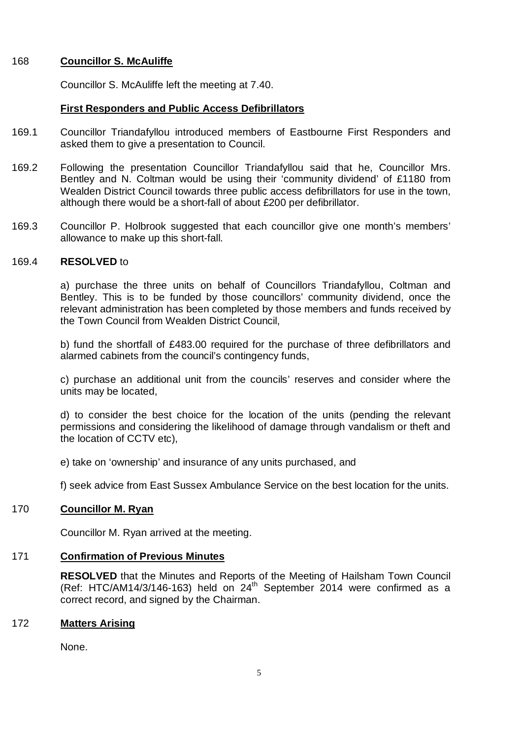168 **Councillor S. McAuliffe**

Councillor S. McAuliffe left the meeting at 7.40.

**First Responders and Public Access Defibrillators**

169.1 Councillor Triandafyllou introduced members of Eastbourne First Responders and asked them to give a presentation to Council.

169.2 Following the presentation Councillor Triandafyllou said that he, Councillor Mrs. Bentley and N. Coltman would be using their 'community dividend' of £1180 from Wealden District Council towards three public access defibrillators for use in the town, although there would be a short-fall of about £200 per defibrillator.

169.3 Councillor P. Holbrook suggested that each councillor give one month's members' allowance to make up this short-fall.

169.4 **RESOLVED** to

a) purchase the three units on behalf of Councillors Triandafyllou, Coltman and Bentley. This is to be funded by those councillors' community dividend, once the relevant administration has been completed by those members and funds received by the Town Council from Wealden District Council,

b) fund the shortfall of £483.00 required for the purchase of three defibrillators and alarmed cabinets from the council's contingency funds,

c) purchase an additional unit from the councils' reserves and consider where the units may be located,

d) to consider the best choice for the location of the units (pending the relevant permissions and considering the likelihood of damage through vandalism or theft and the location of CCTV etc),

e) take on 'ownership' and insurance of any units purchased, and

f) seek advice from East Sussex Ambulance Service on the best location for the units.

170 **Councillor M. Ryan**

Councillor M. Ryan arrived at the meeting.

171 **Confirmation of Previous Minutes**

**RESOLVED** that the Minutes and Reports of the Meeting of Hailsham Town Council (Ref: HTC/AM14/3/146-163) held on 24th September 2014 were confirmed as a correct record, and signed by the Chairman.

172 **Matters Arising**

None.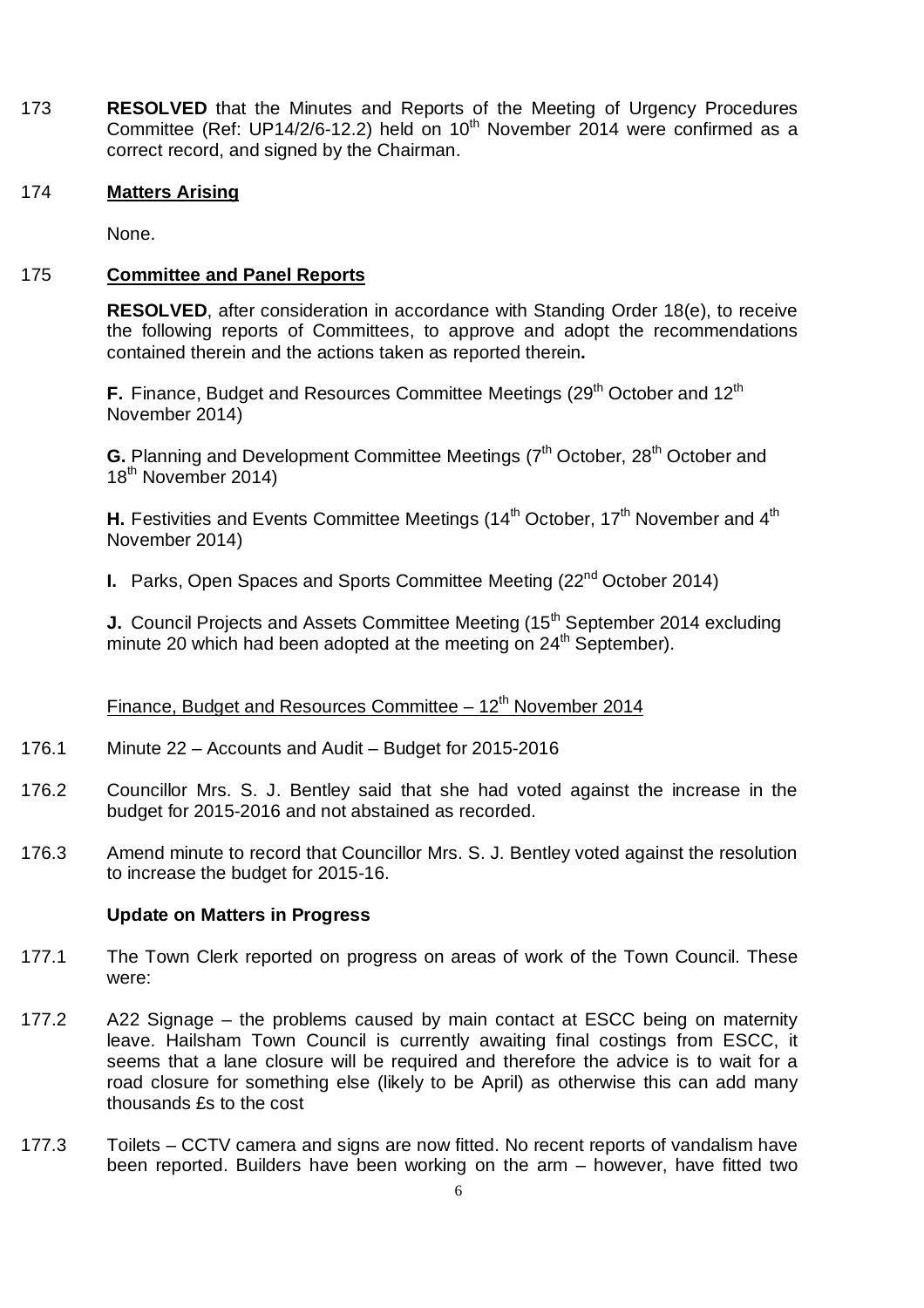173 **RESOLVED** that the Minutes and Reports of the Meeting of Urgency Procedures Committee (Ref: UP14/2/6-12.2) held on 10th November 2014 were confirmed as a correct record, and signed by the Chairman.

174 **Matters Arising**

None.

175 **Committee and Panel Reports**

**RESOLVED**, after consideration in accordance with Standing Order 18(e), to receive the following reports of Committees, to approve and adopt the recommendations contained therein and the actions taken as reported therein**.**

**F.** Finance, Budget and Resources Committee Meetings (29th October and 12th November 2014)

**G.** Planning and Development Committee Meetings (7th October, 28th October and 18th November 2014)

**H.** Festivities and Events Committee Meetings (14th October, 17th November and 4th November 2014)

**I.** Parks, Open Spaces and Sports Committee Meeting (22nd October 2014)

**J.** Council Projects and Assets Committee Meeting (15th September 2014 excluding minute 20 which had been adopted at the meeting on 24th September).

Finance, Budget and Resources Committee – 12th November 2014

176.1 Minute 22 – Accounts and Audit – Budget for 2015-2016

176.2 Councillor Mrs. S. J. Bentley said that she had voted against the increase in the budget for 2015-2016 and not abstained as recorded.

176.3 Amend minute to record that Councillor Mrs. S. J. Bentley voted against the resolution to increase the budget for 2015-16.

**Update on Matters in Progress**

177.1 The Town Clerk reported on progress on areas of work of the Town Council. These were:

177.2 A22 Signage – the problems caused by main contact at ESCC being on maternity leave. Hailsham Town Council is currently awaiting final costings from ESCC, it seems that a lane closure will be required and therefore the advice is to wait for a road closure for something else (likely to be April) as otherwise this can add many thousands £s to the cost

177.3 Toilets – CCTV camera and signs are now fitted. No recent reports of vandalism have been reported. Builders have been working on the arm – however, have fitted two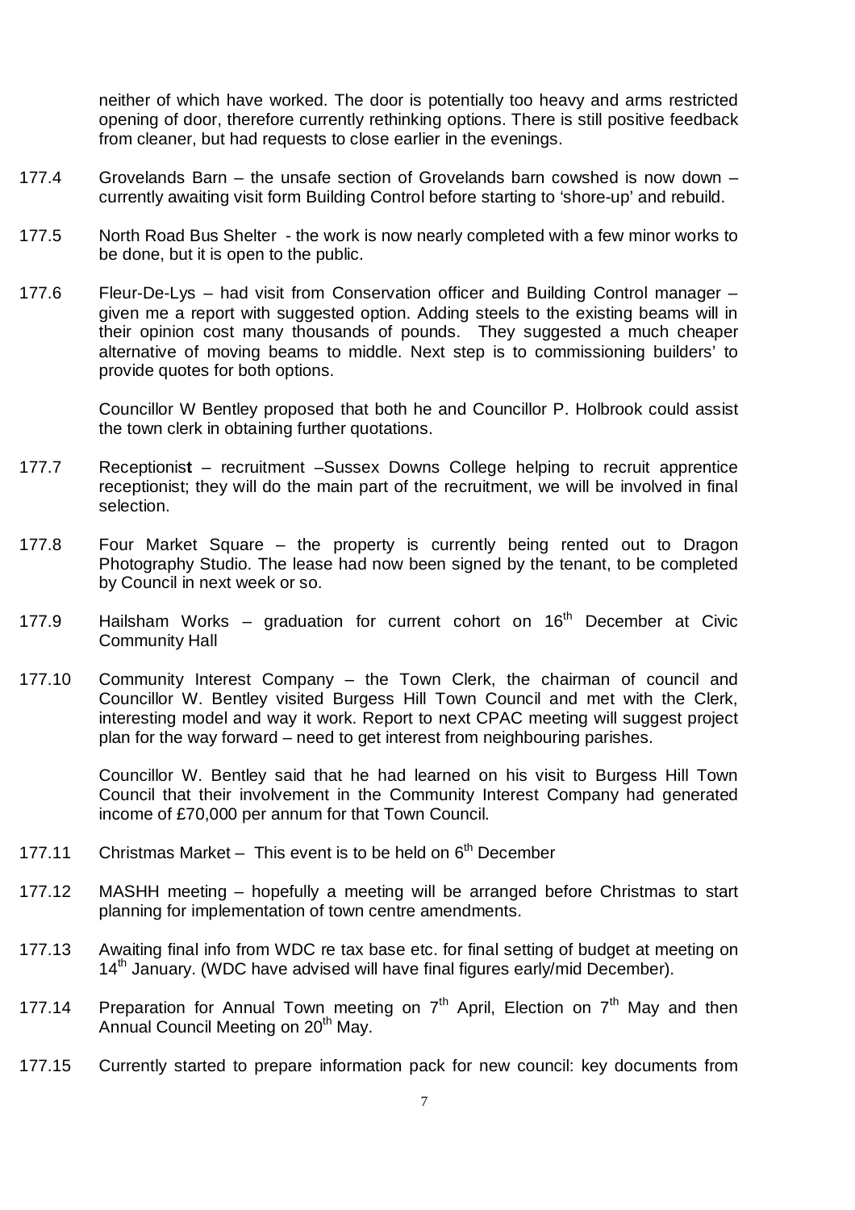neither of which have worked. The door is potentially too heavy and arms restricted opening of door, therefore currently rethinking options. There is still positive feedback from cleaner, but had requests to close earlier in the evenings.

177.4 Grovelands Barn – the unsafe section of Grovelands barn cowshed is now down – currently awaiting visit form Building Control before starting to 'shore-up' and rebuild.

177.5 North Road Bus Shelter - the work is now nearly completed with a few minor works to be done, but it is open to the public.

177.6 Fleur-De-Lys – had visit from Conservation officer and Building Control manager – given me a report with suggested option. Adding steels to the existing beams will in their opinion cost many thousands of pounds. They suggested a much cheaper alternative of moving beams to middle. Next step is to commissioning builders' to provide quotes for both options.

Councillor W Bentley proposed that both he and Councillor P. Holbrook could assist the town clerk in obtaining further quotations.

177.7 Receptionist – recruitment –Sussex Downs College helping to recruit apprentice receptionist; they will do the main part of the recruitment, we will be involved in final selection.

177.8 Four Market Square – the property is currently being rented out to Dragon Photography Studio. The lease had now been signed by the tenant, to be completed by Council in next week or so.

177.9 Hailsham Works – graduation for current cohort on 16th December at Civic Community Hall

177.10 Community Interest Company – the Town Clerk, the chairman of council and Councillor W. Bentley visited Burgess Hill Town Council and met with the Clerk, interesting model and way it work. Report to next CPAC meeting will suggest project plan for the way forward – need to get interest from neighbouring parishes.

Councillor W. Bentley said that he had learned on his visit to Burgess Hill Town Council that their involvement in the Community Interest Company had generated income of £70,000 per annum for that Town Council.

177.11 Christmas Market – This event is to be held on 6th December

177.12 MASHH meeting – hopefully a meeting will be arranged before Christmas to start planning for implementation of town centre amendments.

177.13 Awaiting final info from WDC re tax base etc. for final setting of budget at meeting on 14th January. (WDC have advised will have final figures early/mid December).

177.14 Preparation for Annual Town meeting on 7th April, Election on 7th May and then Annual Council Meeting on 20th May.

177.15 Currently started to prepare information pack for new council: key documents from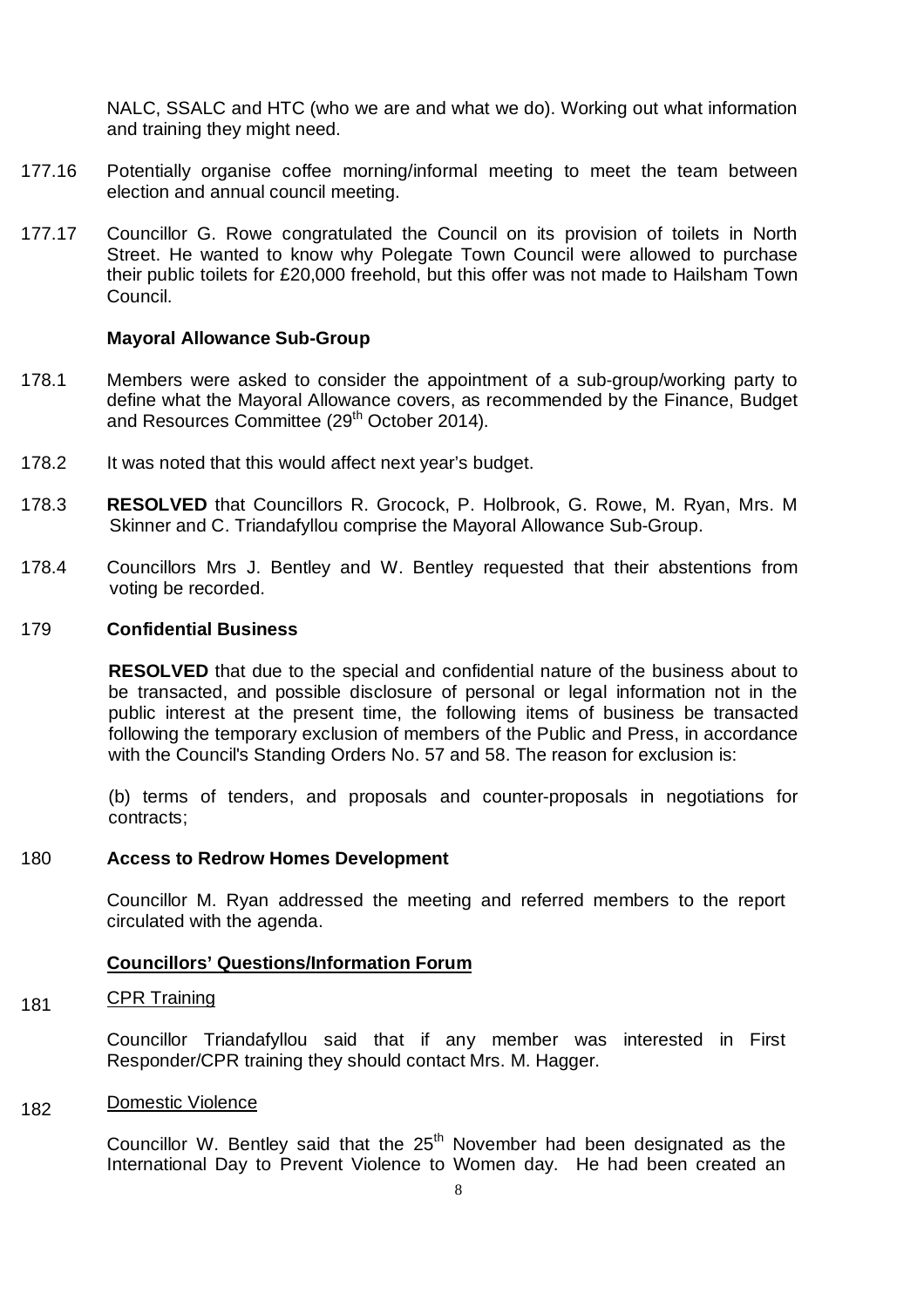NALC, SSALC and HTC (who we are and what we do). Working out what information and training they might need.

177.16 Potentially organise coffee morning/informal meeting to meet the team between election and annual council meeting.

177.17 Councillor G. Rowe congratulated the Council on its provision of toilets in North Street. He wanted to know why Polegate Town Council were allowed to purchase their public toilets for £20,000 freehold, but this offer was not made to Hailsham Town Council.

**Mayoral Allowance Sub-Group**

178.1 Members were asked to consider the appointment of a sub-group/working party to define what the Mayoral Allowance covers, as recommended by the Finance, Budget and Resources Committee (29th October 2014).

178.2 It was noted that this would affect next year's budget.

178.3 **RESOLVED** that Councillors R. Grocock, P. Holbrook, G. Rowe, M. Ryan, Mrs. M Skinner and C. Triandafyllou comprise the Mayoral Allowance Sub-Group.

178.4 Councillors Mrs J. Bentley and W. Bentley requested that their abstentions from voting be recorded.

**179 Confidential Business**

**RESOLVED** that due to the special and confidential nature of the business about to be transacted, and possible disclosure of personal or legal information not in the public interest at the present time, the following items of business be transacted following the temporary exclusion of members of the Public and Press, in accordance with the Council's Standing Orders No. 57 and 58. The reason for exclusion is:

(b) terms of tenders, and proposals and counter-proposals in negotiations for contracts;

**180 Access to Redrow Homes Development**

Councillor M. Ryan addressed the meeting and referred members to the report circulated with the agenda.

**Councillors' Questions/Information Forum**

181 CPR Training

Councillor Triandafyllou said that if any member was interested in First Responder/CPR training they should contact Mrs. M. Hagger.

182 Domestic Violence

Councillor W. Bentley said that the 25th November had been designated as the International Day to Prevent Violence to Women day. He had been created an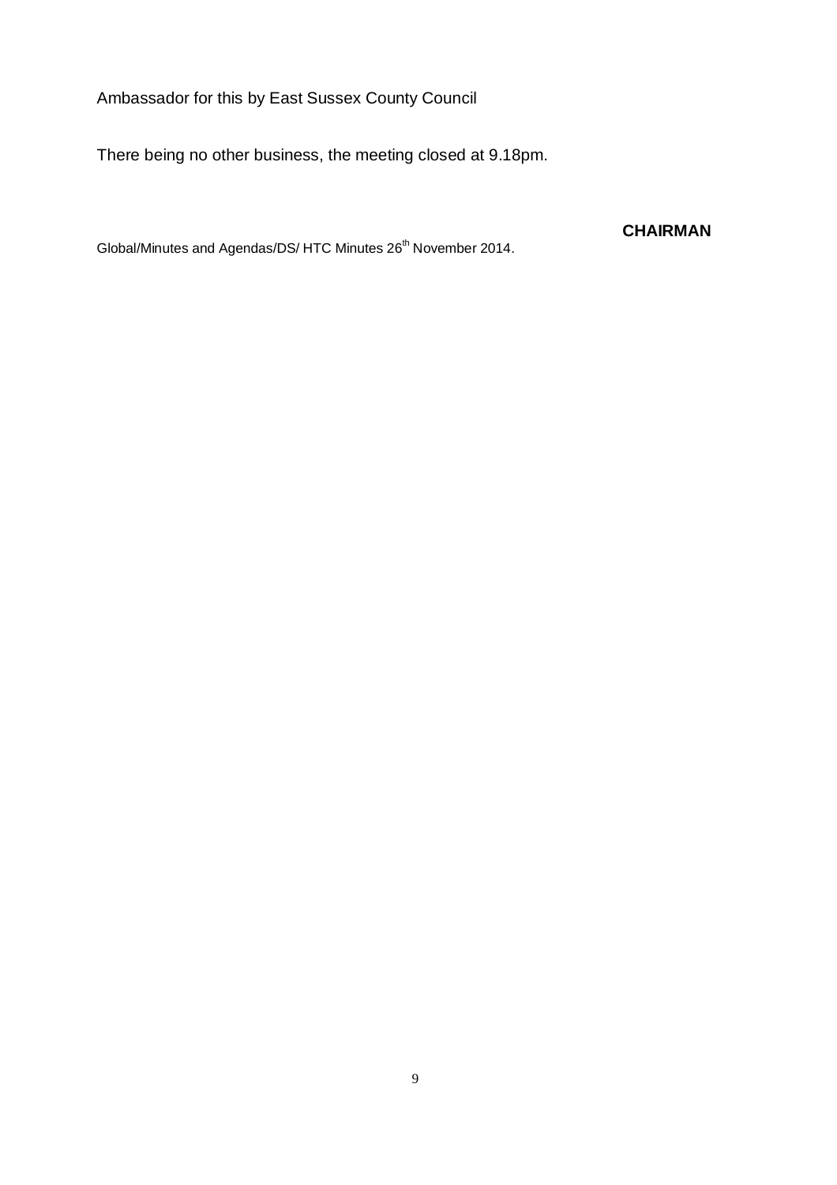Ambassador for this by East Sussex County Council

There being no other business, the meeting closed at 9.18pm.

**CHAIRMAN**

Global/Minutes and Agendas/DS/ HTC Minutes 26th November 2014.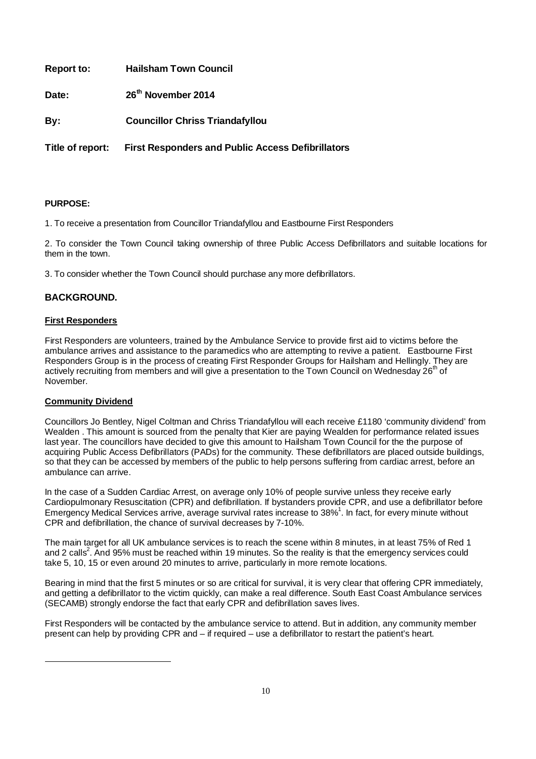**Report to:** **Hailsham Town Council**

**Date:** **26th November 2014**

**By:** **Councillor Chriss Triandafyllou**

**Title of report:** **First Responders and Public Access Defibrillators**

**PURPOSE:**

1. To receive a presentation from Councillor Triandafyllou and Eastbourne First Responders

2. To consider the Town Council taking ownership of three Public Access Defibrillators and suitable locations for them in the town.

3. To consider whether the Town Council should purchase any more defibrillators.

## BACKGROUND.

### First Responders

First Responders are volunteers, trained by the Ambulance Service to provide first aid to victims before the ambulance arrives and assistance to the paramedics who are attempting to revive a patient. Eastbourne First Responders Group is in the process of creating First Responder Groups for Hailsham and Hellingly. They are actively recruiting from members and will give a presentation to the Town Council on Wednesday 26th of November.

### Community Dividend

Councillors Jo Bentley, Nigel Coltman and Chriss Triandafyllou will each receive £1180 'community dividend' from Wealden . This amount is sourced from the penalty that Kier are paying Wealden for performance related issues last year. The councillors have decided to give this amount to Hailsham Town Council for the the purpose of acquiring Public Access Defibrillators (PADs) for the community. These defibrillators are placed outside buildings, so that they can be accessed by members of the public to help persons suffering from cardiac arrest, before an ambulance can arrive.

In the case of a Sudden Cardiac Arrest, on average only 10% of people survive unless they receive early Cardiopulmonary Resuscitation (CPR) and defibrillation. If bystanders provide CPR, and use a defibrillator before Emergency Medical Services arrive, average survival rates increase to 38%[1]. In fact, for every minute without CPR and defibrillation, the chance of survival decreases by 7-10%.

The main target for all UK ambulance services is to reach the scene within 8 minutes, in at least 75% of Red 1 and 2 calls[2]. And 95% must be reached within 19 minutes. So the reality is that the emergency services could take 5, 10, 15 or even around 20 minutes to arrive, particularly in more remote locations.

Bearing in mind that the first 5 minutes or so are critical for survival, it is very clear that offering CPR immediately, and getting a defibrillator to the victim quickly, can make a real difference. South East Coast Ambulance services (SECAMB) strongly endorse the fact that early CPR and defibrillation saves lives.

First Responders will be contacted by the ambulance service to attend. But in addition, any community member present can help by providing CPR and – if required – use a defibrillator to restart the patient's heart.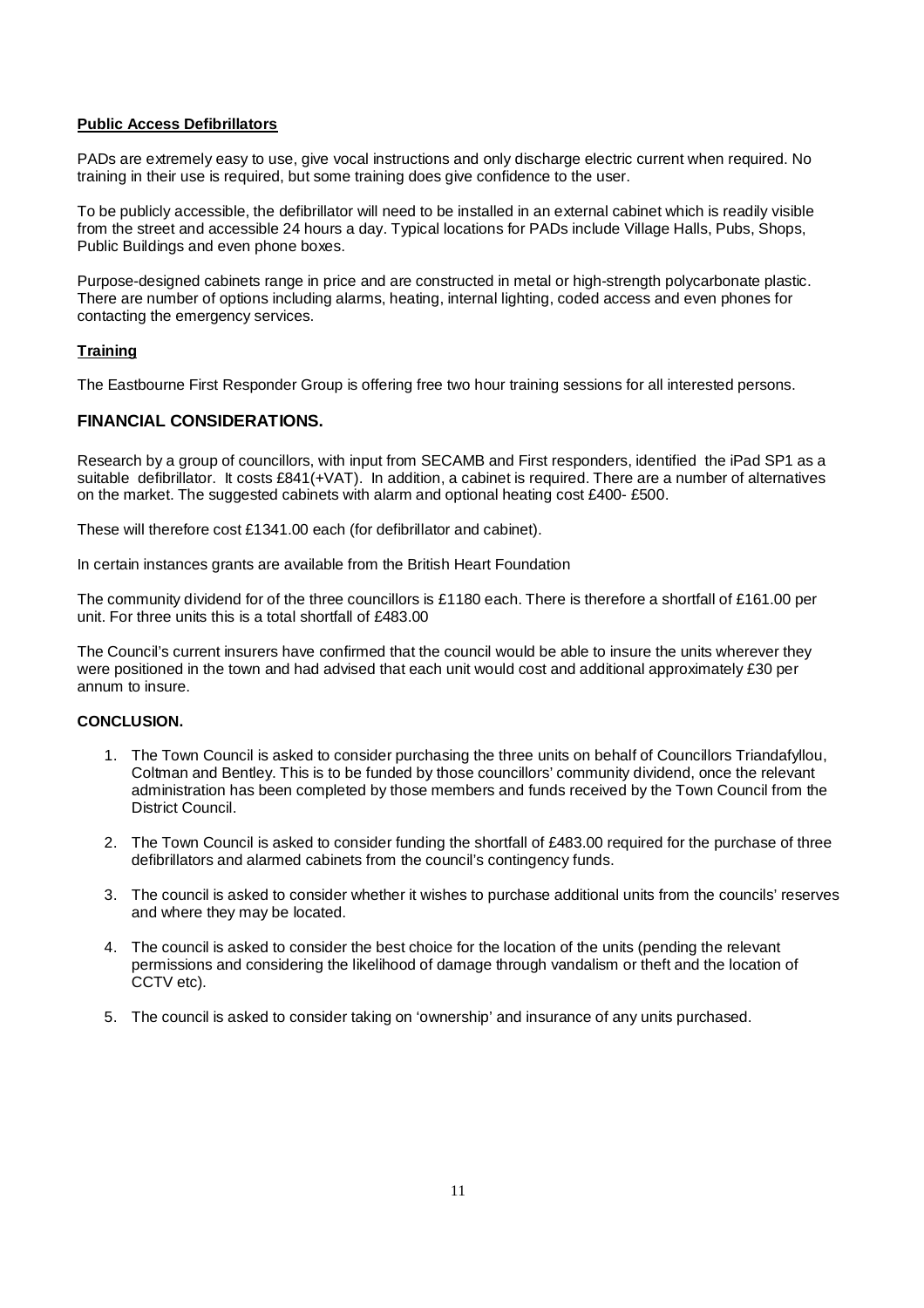**Public Access Defibrillators**

PADs are extremely easy to use, give vocal instructions and only discharge electric current when required. No training in their use is required, but some training does give confidence to the user.

To be publicly accessible, the defibrillator will need to be installed in an external cabinet which is readily visible from the street and accessible 24 hours a day. Typical locations for PADs include Village Halls, Pubs, Shops, Public Buildings and even phone boxes.

Purpose-designed cabinets range in price and are constructed in metal or high-strength polycarbonate plastic. There are number of options including alarms, heating, internal lighting, coded access and even phones for contacting the emergency services.

**Training**

The Eastbourne First Responder Group is offering free two hour training sessions for all interested persons.

## FINANCIAL CONSIDERATIONS.

Research by a group of councillors, with input from SECAMB and First responders, identified the iPad SP1 as a suitable defibrillator. It costs £841(+VAT). In addition, a cabinet is required. There are a number of alternatives on the market. The suggested cabinets with alarm and optional heating cost £400- £500.

These will therefore cost £1341.00 each (for defibrillator and cabinet).

In certain instances grants are available from the British Heart Foundation

The community dividend for of the three councillors is £1180 each. There is therefore a shortfall of £161.00 per unit. For three units this is a total shortfall of £483.00

The Council's current insurers have confirmed that the council would be able to insure the units wherever they were positioned in the town and had advised that each unit would cost and additional approximately £30 per annum to insure.

**CONCLUSION.**

1. The Town Council is asked to consider purchasing the three units on behalf of Councillors Triandafyllou, Coltman and Bentley. This is to be funded by those councillors' community dividend, once the relevant administration has been completed by those members and funds received by the Town Council from the District Council.
2. The Town Council is asked to consider funding the shortfall of £483.00 required for the purchase of three defibrillators and alarmed cabinets from the council's contingency funds.
3. The council is asked to consider whether it wishes to purchase additional units from the councils' reserves and where they may be located.
4. The council is asked to consider the best choice for the location of the units (pending the relevant permissions and considering the likelihood of damage through vandalism or theft and the location of CCTV etc).
5. The council is asked to consider taking on 'ownership' and insurance of any units purchased.